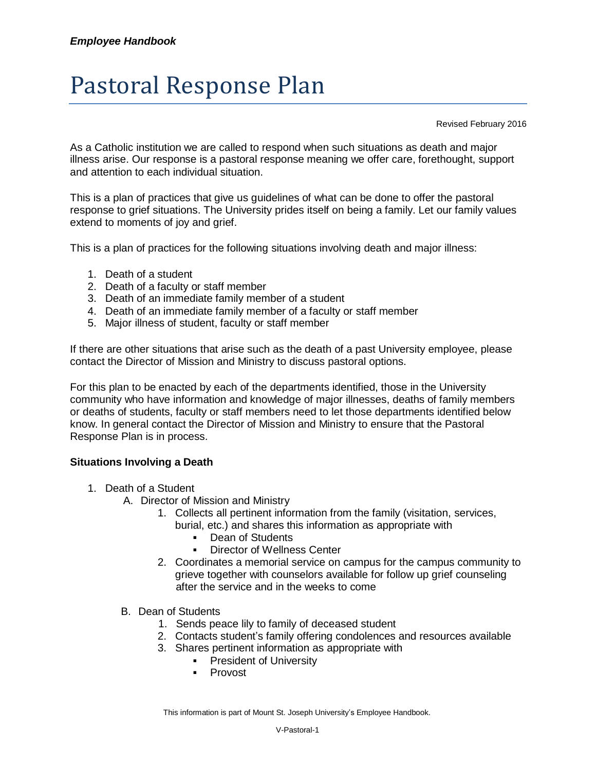# Pastoral Response Plan

Revised February 2016

As a Catholic institution we are called to respond when such situations as death and major illness arise. Our response is a pastoral response meaning we offer care, forethought, support and attention to each individual situation.

This is a plan of practices that give us guidelines of what can be done to offer the pastoral response to grief situations. The University prides itself on being a family. Let our family values extend to moments of joy and grief.

This is a plan of practices for the following situations involving death and major illness:

1. Death of a student
2. Death of a faculty or staff member
3. Death of an immediate family member of a student
4. Death of an immediate family member of a faculty or staff member
5. Major illness of student, faculty or staff member

If there are other situations that arise such as the death of a past University employee, please contact the Director of Mission and Ministry to discuss pastoral options.

For this plan to be enacted by each of the departments identified, those in the University community who have information and knowledge of major illnesses, deaths of family members or deaths of students, faculty or staff members need to let those departments identified below know. In general contact the Director of Mission and Ministry to ensure that the Pastoral Response Plan is in process.

**Situations Involving a Death**

1. Death of a Student
   A. Director of Mission and Ministry
      1. Collects all pertinent information from the family (visitation, services, burial, etc.) and shares this information as appropriate with
         - Dean of Students
         - Director of Wellness Center
      2. Coordinates a memorial service on campus for the campus community to grieve together with counselors available for follow up grief counseling after the service and in the weeks to come

   B. Dean of Students
      1. Sends peace lily to family of deceased student
      2. Contacts student's family offering condolences and resources available
      3. Shares pertinent information as appropriate with
         - President of University
         - Provost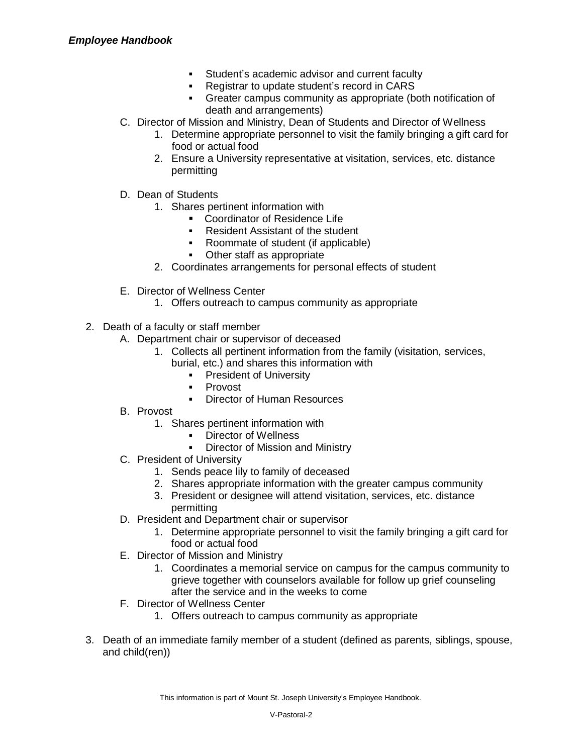- Student's academic advisor and current faculty
- Registrar to update student's record in CARS
- Greater campus community as appropriate (both notification of death and arrangements)

C. Director of Mission and Ministry, Dean of Students and Director of Wellness
   1. Determine appropriate personnel to visit the family bringing a gift card for food or actual food
   2. Ensure a University representative at visitation, services, etc. distance permitting

D. Dean of Students
   1. Shares pertinent information with
      - Coordinator of Residence Life
      - Resident Assistant of the student
      - Roommate of student (if applicable)
      - Other staff as appropriate
   2. Coordinates arrangements for personal effects of student

E. Director of Wellness Center
   1. Offers outreach to campus community as appropriate

2. Death of a faculty or staff member
   A. Department chair or supervisor of deceased
      1. Collects all pertinent information from the family (visitation, services, burial, etc.) and shares this information with
         - President of University
         - Provost
         - Director of Human Resources
   B. Provost
      1. Shares pertinent information with
         - Director of Wellness
         - Director of Mission and Ministry
   C. President of University
      1. Sends peace lily to family of deceased
      2. Shares appropriate information with the greater campus community
      3. President or designee will attend visitation, services, etc. distance permitting
   D. President and Department chair or supervisor
      1. Determine appropriate personnel to visit the family bringing a gift card for food or actual food
   E. Director of Mission and Ministry
      1. Coordinates a memorial service on campus for the campus community to grieve together with counselors available for follow up grief counseling after the service and in the weeks to come
   F. Director of Wellness Center
      1. Offers outreach to campus community as appropriate

3. Death of an immediate family member of a student (defined as parents, siblings, spouse, and child(ren))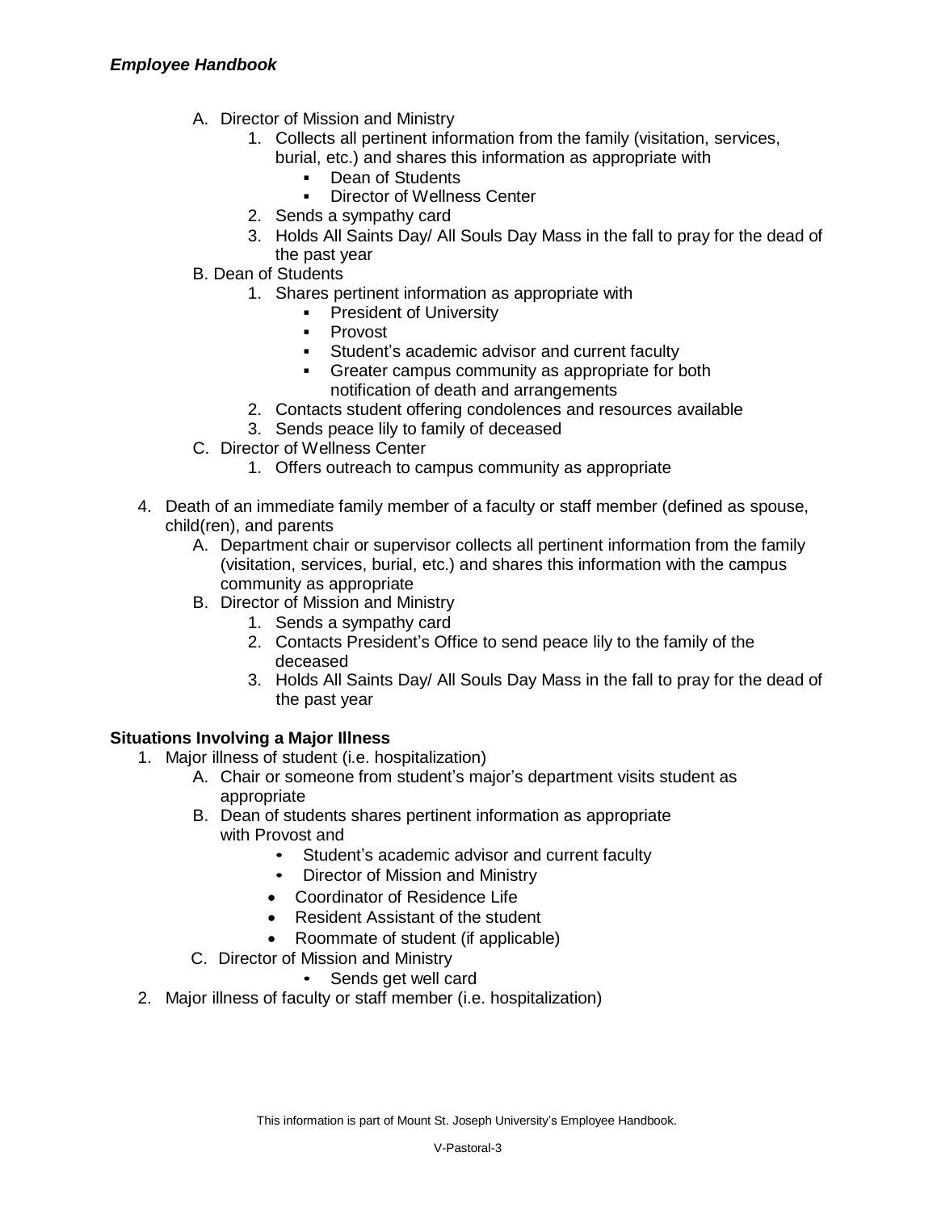A. Director of Mission and Ministry
    1. Collects all pertinent information from the family (visitation, services, burial, etc.) and shares this information as appropriate with
        - Dean of Students
        - Director of Wellness Center
    2. Sends a sympathy card
    3. Holds All Saints Day/ All Souls Day Mass in the fall to pray for the dead of the past year

B. Dean of Students
    1. Shares pertinent information as appropriate with
        - President of University
        - Provost
        - Student's academic advisor and current faculty
        - Greater campus community as appropriate for both notification of death and arrangements
    2. Contacts student offering condolences and resources available
    3. Sends peace lily to family of deceased

C. Director of Wellness Center
    1. Offers outreach to campus community as appropriate

4. Death of an immediate family member of a faculty or staff member (defined as spouse, child(ren), and parents
    A. Department chair or supervisor collects all pertinent information from the family (visitation, services, burial, etc.) and shares this information with the campus community as appropriate
    B. Director of Mission and Ministry
        1. Sends a sympathy card
        2. Contacts President's Office to send peace lily to the family of the deceased
        3. Holds All Saints Day/ All Souls Day Mass in the fall to pray for the dead of the past year

**Situations Involving a Major Illness**

1. Major illness of student (i.e. hospitalization)
    A. Chair or someone from student's major's department visits student as appropriate
    B. Dean of students shares pertinent information as appropriate with Provost and
        - Student's academic advisor and current faculty
        - Director of Mission and Ministry
        - Coordinator of Residence Life
        - Resident Assistant of the student
        - Roommate of student (if applicable)
    C. Director of Mission and Ministry
        - Sends get well card
2. Major illness of faculty or staff member (i.e. hospitalization)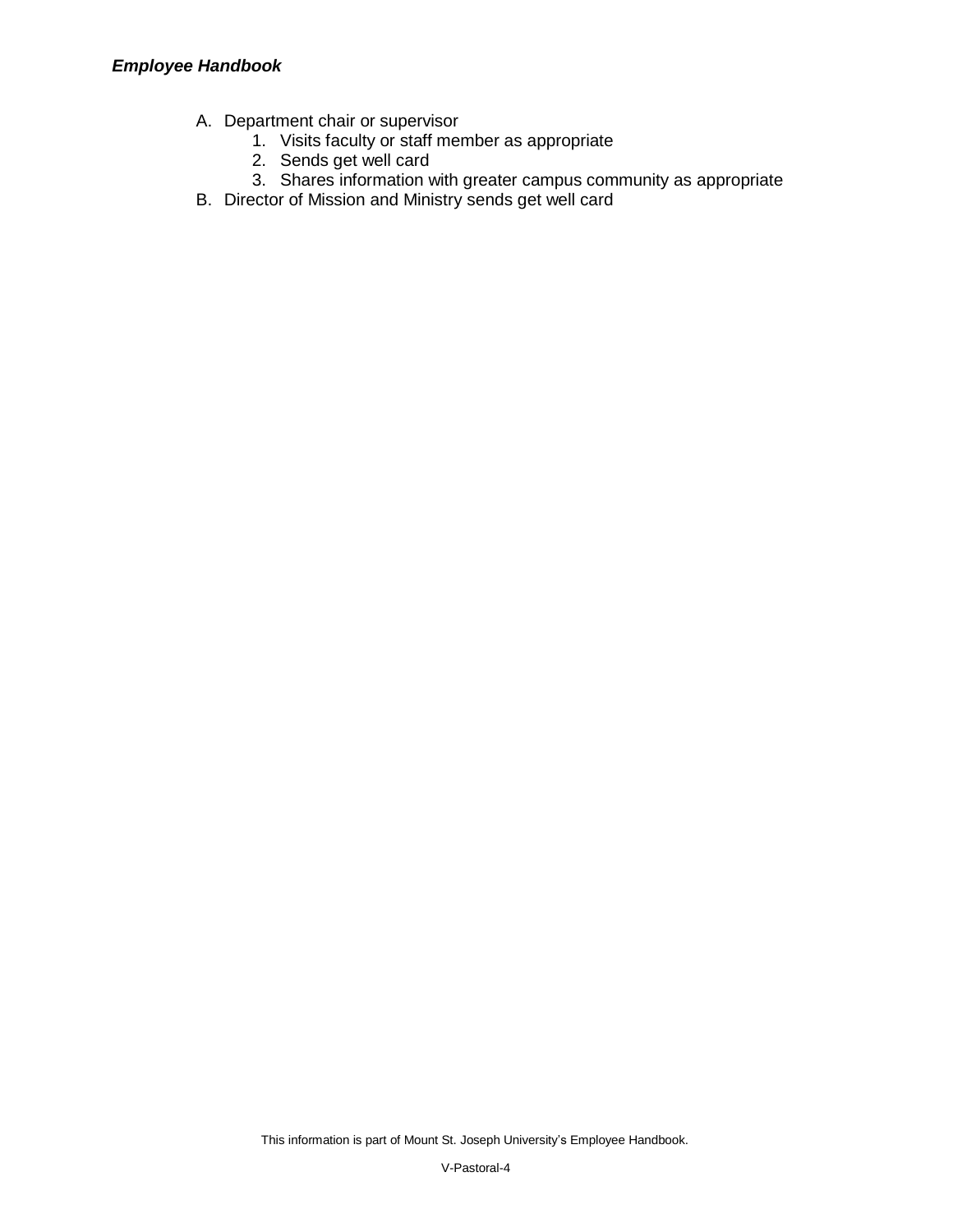A. Department chair or supervisor
    1. Visits faculty or staff member as appropriate
    2. Sends get well card
    3. Shares information with greater campus community as appropriate
B. Director of Mission and Ministry sends get well card